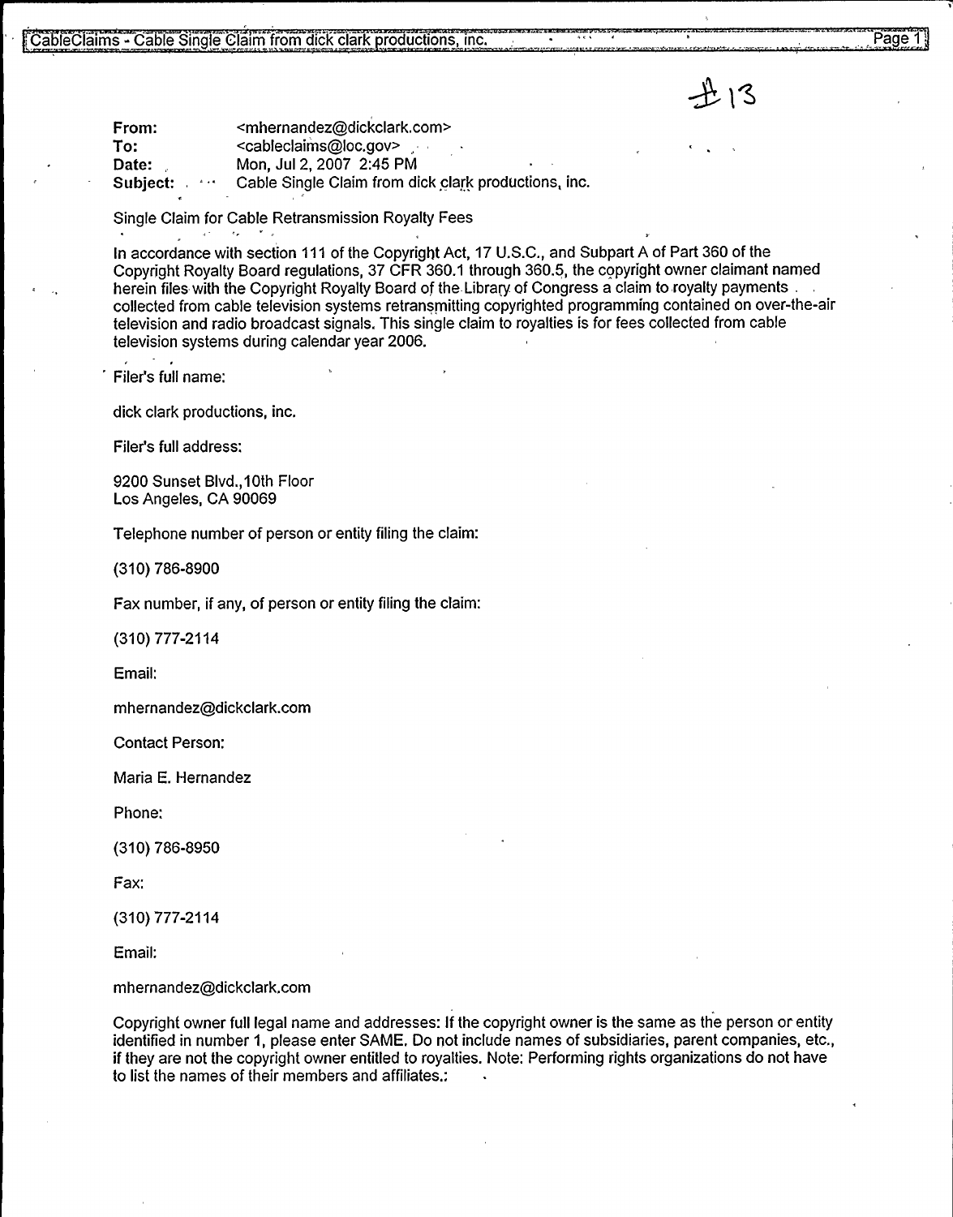#13

**From:** <mhernandez@dickclark.com>
**To:** <cableclaims@loc.gov>
**Date:** Mon, Jul 2, 2007 2:45 PM
**Subject:** Cable Single Claim from dick clark productions, inc.

Single Claim for Cable Retransmission Royalty Fees

In accordance with section 111 of the Copyright Act, 17 U.S.C., and Subpart A of Part 360 of the Copyright Royalty Board regulations, 37 CFR 360.1 through 360.5, the copyright owner claimant named herein files with the Copyright Royalty Board of the Library of Congress a claim to royalty payments collected from cable television systems retransmitting copyrighted programming contained on over-the-air television and radio broadcast signals. This single claim to royalties is for fees collected from cable television systems during calendar year 2006.

Filer's full name:

dick clark productions, inc.

Filer's full address:

9200 Sunset Blvd.,10th Floor
Los Angeles, CA 90069

Telephone number of person or entity filing the claim:

(310) 786-8900

Fax number, if any, of person or entity filing the claim:

(310) 777-2114

Email:

mhernandez@dickclark.com

Contact Person:

Maria E. Hernandez

Phone:

(310) 786-8950

Fax:

(310) 777-2114

Email:

mhernandez@dickclark.com

Copyright owner full legal name and addresses: If the copyright owner is the same as the person or entity identified in number 1, please enter SAME. Do not include names of subsidiaries, parent companies, etc., if they are not the copyright owner entitled to royalties. Note: Performing rights organizations do not have to list the names of their members and affiliates.: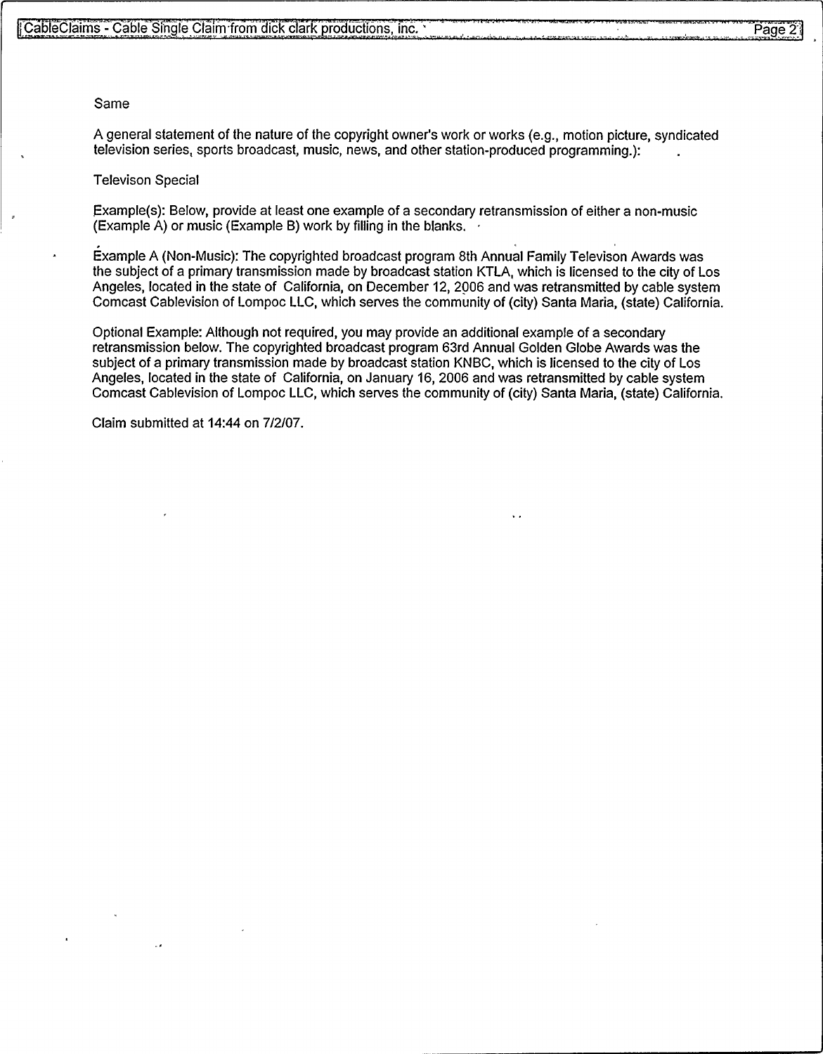Same

A general statement of the nature of the copyright owner's work or works (e.g., motion picture, syndicated television series, sports broadcast, music, news, and other station-produced programming.):

Televison Special

Example(s): Below, provide at least one example of a secondary retransmission of either a non-music (Example A) or music (Example B) work by filling in the blanks.

Example A (Non-Music): The copyrighted broadcast program 8th Annual Family Televison Awards was the subject of a primary transmission made by broadcast station KTLA, which is licensed to the city of Los Angeles, located in the state of California, on December 12, 2006 and was retransmitted by cable system Comcast Cablevision of Lompoc LLC, which serves the community of (city) Santa Maria, (state) California.

Optional Example: Although not required, you may provide an additional example of a secondary retransmission below. The copyrighted broadcast program 63rd Annual Golden Globe Awards was the subject of a primary transmission made by broadcast station KNBC, which is licensed to the city of Los Angeles, located in the state of California, on January 16, 2006 and was retransmitted by cable system Comcast Cablevision of Lompoc LLC, which serves the community of (city) Santa Maria, (state) California.

Claim submitted at 14:44 on 7/2/07.